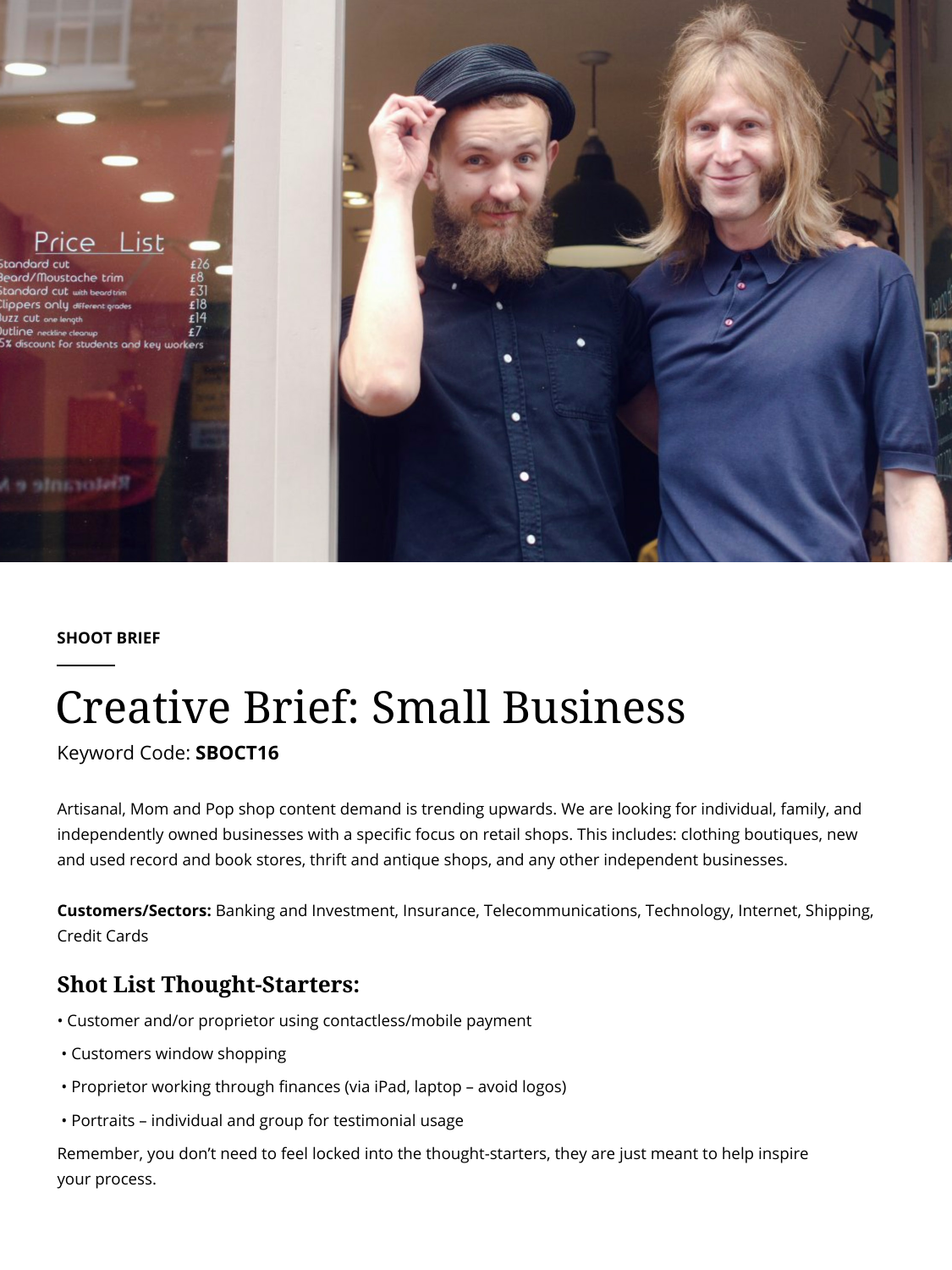SHOOT BRIEF

# Creative Brief: Small Business

Keyword Code: **SBOCT16**

Artisanal, Mom and Pop shop content demand is trending upwards. We are looking for individual, family, and independently owned businesses with a specific focus on retail shops. This includes: clothing boutiques, new and used record and book stores, thrift and antique shops, and any other independent businesses.

**Customers/Sectors:** Banking and Investment, Insurance, Telecommunications, Technology, Internet, Shipping, Credit Cards

## Shot List Thought-Starters:

- Customer and/or proprietor using contactless/mobile payment
- Customers window shopping
- Proprietor working through finances (via iPad, laptop – avoid logos)
- Portraits – individual and group for testimonial usage

Remember, you don't need to feel locked into the thought-starters, they are just meant to help inspire your process.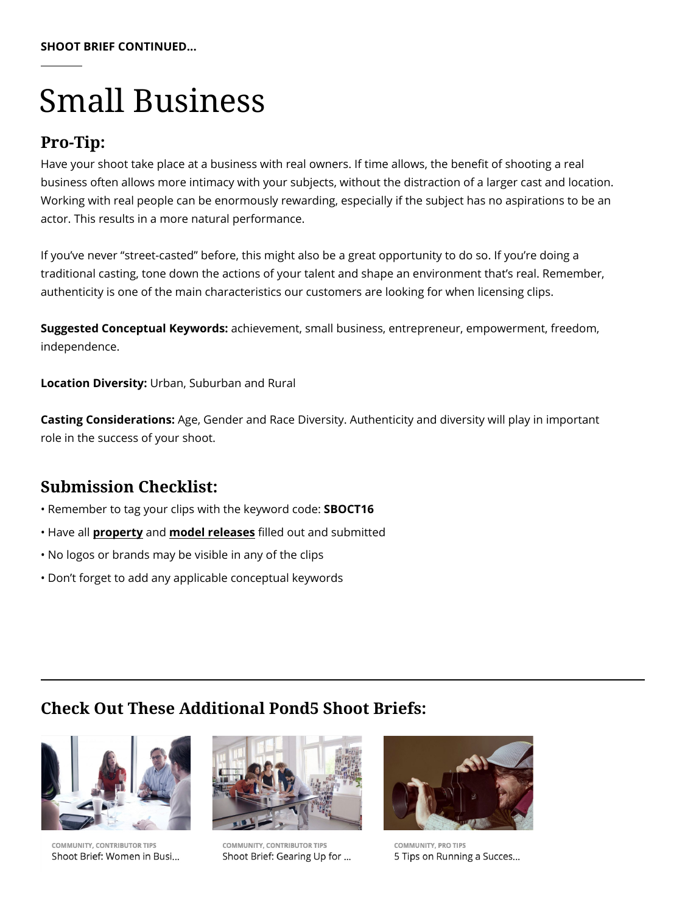**SHOOT BRIEF CONTINUED...**

# Small Business

## Pro-Tip:

Have your shoot take place at a business with real owners. If time allows, the benefit of shooting a real business often allows more intimacy with your subjects, without the distraction of a larger cast and location. Working with real people can be enormously rewarding, especially if the subject has no aspirations to be an actor. This results in a more natural performance.

If you've never "street-casted" before, this might also be a great opportunity to do so. If you're doing a traditional casting, tone down the actions of your talent and shape an environment that's real. Remember, authenticity is one of the main characteristics our customers are looking for when licensing clips.

**Suggested Conceptual Keywords:** achievement, small business, entrepreneur, empowerment, freedom, independence.

**Location Diversity:** Urban, Suburban and Rural

**Casting Considerations:** Age, Gender and Race Diversity. Authenticity and diversity will play in important role in the success of your shoot.

## Submission Checklist:

- Remember to tag your clips with the keyword code: **SBOCT16**
- Have all **property** and **model releases** filled out and submitted
- No logos or brands may be visible in any of the clips
- Don't forget to add any applicable conceptual keywords

---

## Check Out These Additional Pond5 Shoot Briefs:

COMMUNITY, CONTRIBUTOR TIPS
Shoot Brief: Women in Busi...

COMMUNITY, CONTRIBUTOR TIPS
Shoot Brief: Gearing Up for ...

COMMUNITY, PRO TIPS
5 Tips on Running a Succes...